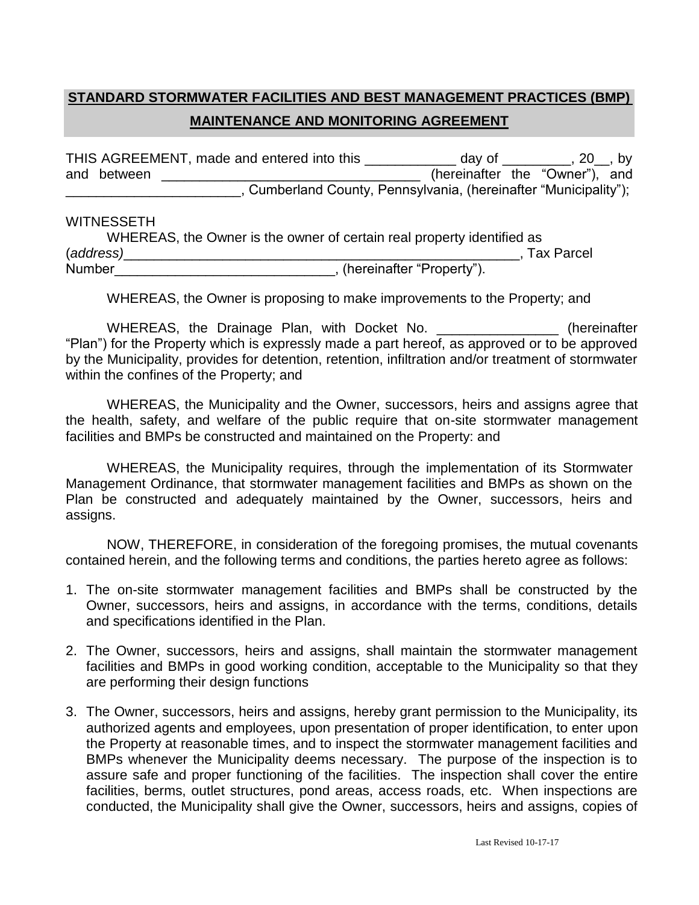## STANDARD STORMWATER FACILITIES AND BEST MANAGEMENT PRACTICES (BMP) MAINTENANCE AND MONITORING AGREEMENT

THIS AGREEMENT, made and entered into this ____________ day of _________, 20__, by and between __________________________________ (hereinafter the "Owner"), and _______________________, Cumberland County, Pennsylvania, (hereinafter "Municipality");

WITNESSETH

WHEREAS, the Owner is the owner of certain real property identified as (*address*)_____________________________________________________, Tax Parcel Number_____________________________, (hereinafter "Property").

WHEREAS, the Owner is proposing to make improvements to the Property; and

WHEREAS, the Drainage Plan, with Docket No. ________________ (hereinafter "Plan") for the Property which is expressly made a part hereof, as approved or to be approved by the Municipality, provides for detention, retention, infiltration and/or treatment of stormwater within the confines of the Property; and

WHEREAS, the Municipality and the Owner, successors, heirs and assigns agree that the health, safety, and welfare of the public require that on-site stormwater management facilities and BMPs be constructed and maintained on the Property: and

WHEREAS, the Municipality requires, through the implementation of its Stormwater Management Ordinance, that stormwater management facilities and BMPs as shown on the Plan be constructed and adequately maintained by the Owner, successors, heirs and assigns.

NOW, THEREFORE, in consideration of the foregoing promises, the mutual covenants contained herein, and the following terms and conditions, the parties hereto agree as follows:

1. The on-site stormwater management facilities and BMPs shall be constructed by the Owner, successors, heirs and assigns, in accordance with the terms, conditions, details and specifications identified in the Plan.

2. The Owner, successors, heirs and assigns, shall maintain the stormwater management facilities and BMPs in good working condition, acceptable to the Municipality so that they are performing their design functions

3. The Owner, successors, heirs and assigns, hereby grant permission to the Municipality, its authorized agents and employees, upon presentation of proper identification, to enter upon the Property at reasonable times, and to inspect the stormwater management facilities and BMPs whenever the Municipality deems necessary. The purpose of the inspection is to assure safe and proper functioning of the facilities. The inspection shall cover the entire facilities, berms, outlet structures, pond areas, access roads, etc. When inspections are conducted, the Municipality shall give the Owner, successors, heirs and assigns, copies of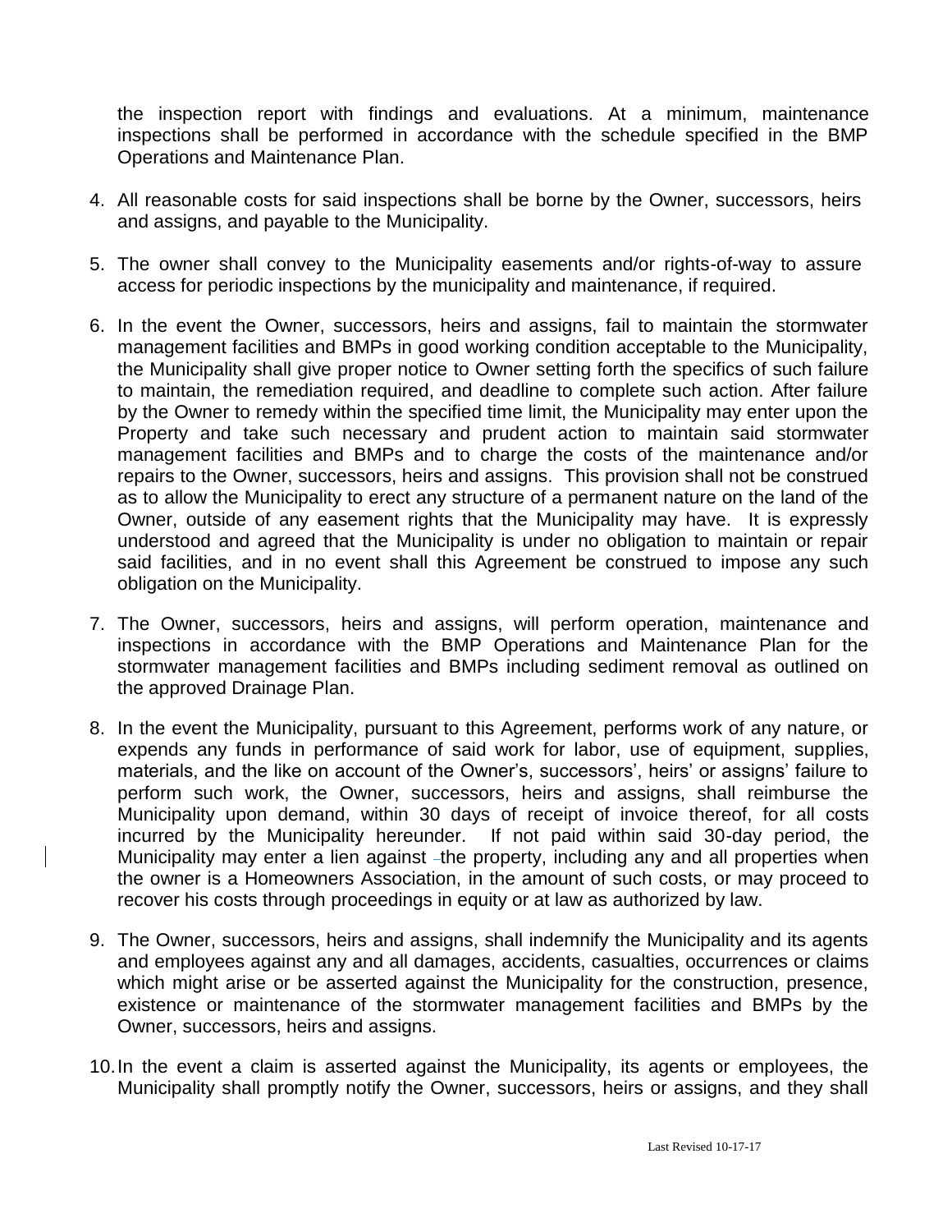the inspection report with findings and evaluations. At a minimum, maintenance inspections shall be performed in accordance with the schedule specified in the BMP Operations and Maintenance Plan.

4. All reasonable costs for said inspections shall be borne by the Owner, successors, heirs and assigns, and payable to the Municipality.

5. The owner shall convey to the Municipality easements and/or rights-of-way to assure access for periodic inspections by the municipality and maintenance, if required.

6. In the event the Owner, successors, heirs and assigns, fail to maintain the stormwater management facilities and BMPs in good working condition acceptable to the Municipality, the Municipality shall give proper notice to Owner setting forth the specifics of such failure to maintain, the remediation required, and deadline to complete such action. After failure by the Owner to remedy within the specified time limit, the Municipality may enter upon the Property and take such necessary and prudent action to maintain said stormwater management facilities and BMPs and to charge the costs of the maintenance and/or repairs to the Owner, successors, heirs and assigns. This provision shall not be construed as to allow the Municipality to erect any structure of a permanent nature on the land of the Owner, outside of any easement rights that the Municipality may have. It is expressly understood and agreed that the Municipality is under no obligation to maintain or repair said facilities, and in no event shall this Agreement be construed to impose any such obligation on the Municipality.

7. The Owner, successors, heirs and assigns, will perform operation, maintenance and inspections in accordance with the BMP Operations and Maintenance Plan for the stormwater management facilities and BMPs including sediment removal as outlined on the approved Drainage Plan.

8. In the event the Municipality, pursuant to this Agreement, performs work of any nature, or expends any funds in performance of said work for labor, use of equipment, supplies, materials, and the like on account of the Owner's, successors', heirs' or assigns' failure to perform such work, the Owner, successors, heirs and assigns, shall reimburse the Municipality upon demand, within 30 days of receipt of invoice thereof, for all costs incurred by the Municipality hereunder. If not paid within said 30-day period, the Municipality may enter a lien against the property, including any and all properties when the owner is a Homeowners Association, in the amount of such costs, or may proceed to recover his costs through proceedings in equity or at law as authorized by law.

9. The Owner, successors, heirs and assigns, shall indemnify the Municipality and its agents and employees against any and all damages, accidents, casualties, occurrences or claims which might arise or be asserted against the Municipality for the construction, presence, existence or maintenance of the stormwater management facilities and BMPs by the Owner, successors, heirs and assigns.

10. In the event a claim is asserted against the Municipality, its agents or employees, the Municipality shall promptly notify the Owner, successors, heirs or assigns, and they shall

Last Revised 10-17-17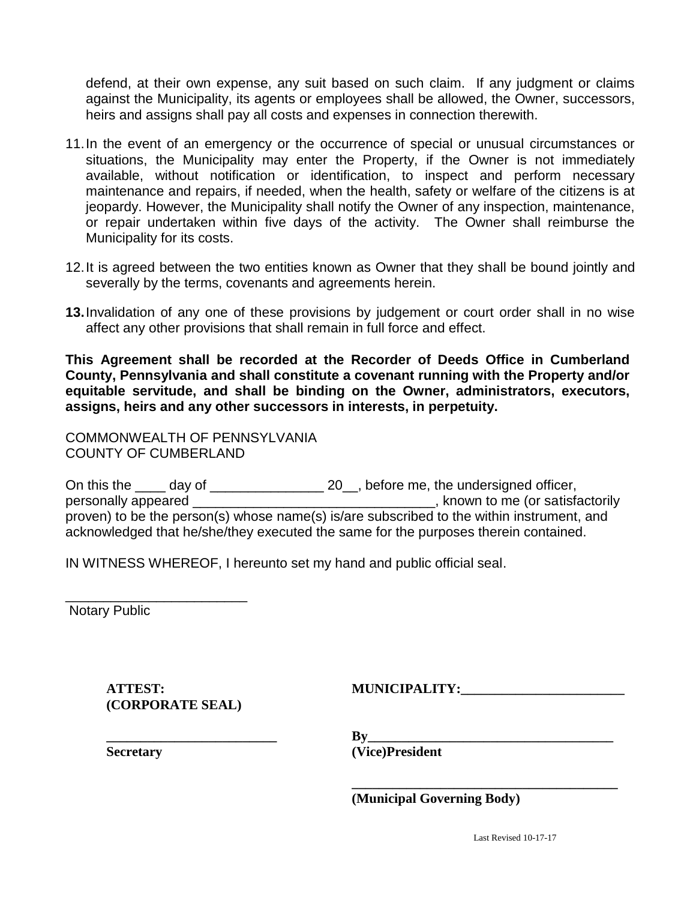defend, at their own expense, any suit based on such claim. If any judgment or claims against the Municipality, its agents or employees shall be allowed, the Owner, successors, heirs and assigns shall pay all costs and expenses in connection therewith.

11. In the event of an emergency or the occurrence of special or unusual circumstances or situations, the Municipality may enter the Property, if the Owner is not immediately available, without notification or identification, to inspect and perform necessary maintenance and repairs, if needed, when the health, safety or welfare of the citizens is at jeopardy. However, the Municipality shall notify the Owner of any inspection, maintenance, or repair undertaken within five days of the activity. The Owner shall reimburse the Municipality for its costs.

12. It is agreed between the two entities known as Owner that they shall be bound jointly and severally by the terms, covenants and agreements herein.

**13.** Invalidation of any one of these provisions by judgement or court order shall in no wise affect any other provisions that shall remain in full force and effect.

**This Agreement shall be recorded at the Recorder of Deeds Office in Cumberland County, Pennsylvania and shall constitute a covenant running with the Property and/or equitable servitude, and shall be binding on the Owner, administrators, executors, assigns, heirs and any other successors in interests, in perpetuity.**

COMMONWEALTH OF PENNSYLVANIA
COUNTY OF CUMBERLAND

On this the ____ day of _______________ 20__, before me, the undersigned officer, personally appeared ________________________________, known to me (or satisfactorily proven) to be the person(s) whose name(s) is/are subscribed to the within instrument, and acknowledged that he/she/they executed the same for the purposes therein contained.

IN WITNESS WHEREOF, I hereunto set my hand and public official seal.

________________________
Notary Public

**ATTEST:**
**(CORPORATE SEAL)**

**MUNICIPALITY:________________________**

**_________________________**
**Secretary**

**By____________________________________**
**(Vice)President**

**________________________________________**
**(Municipal Governing Body)**

Last Revised 10-17-17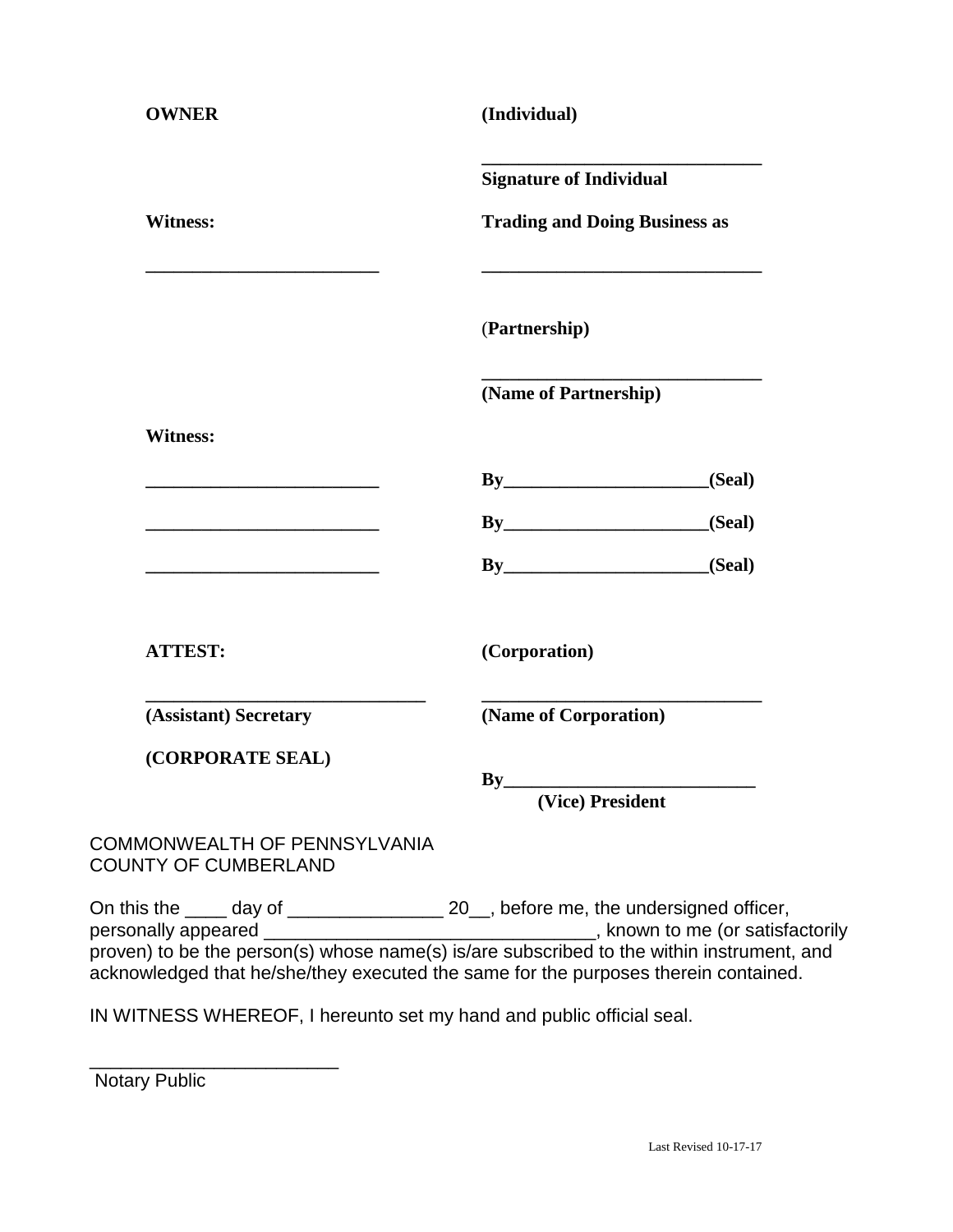**OWNER** **(Individual)**

______________________________
**Signature of Individual**

**Witness:** **Trading and Doing Business as**

_________________________ ______________________________

**(Partnership)**

______________________________
**(Name of Partnership)**

**Witness:**

_________________________ **By_____________________(Seal)**

_________________________ **By_____________________(Seal)**

_________________________ **By_____________________(Seal)**

**ATTEST:** **(Corporation)**

______________________________ ______________________________
**(Assistant) Secretary** **(Name of Corporation)**

**(CORPORATE SEAL)**

**By__________________________**
**(Vice) President**

COMMONWEALTH OF PENNSYLVANIA
COUNTY OF CUMBERLAND

On this the ____ day of _______________ 20__, before me, the undersigned officer, personally appeared ________________________________, known to me (or satisfactorily proven) to be the person(s) whose name(s) is/are subscribed to the within instrument, and acknowledged that he/she/they executed the same for the purposes therein contained.

IN WITNESS WHEREOF, I hereunto set my hand and public official seal.

________________________
Notary Public

Last Revised 10-17-17